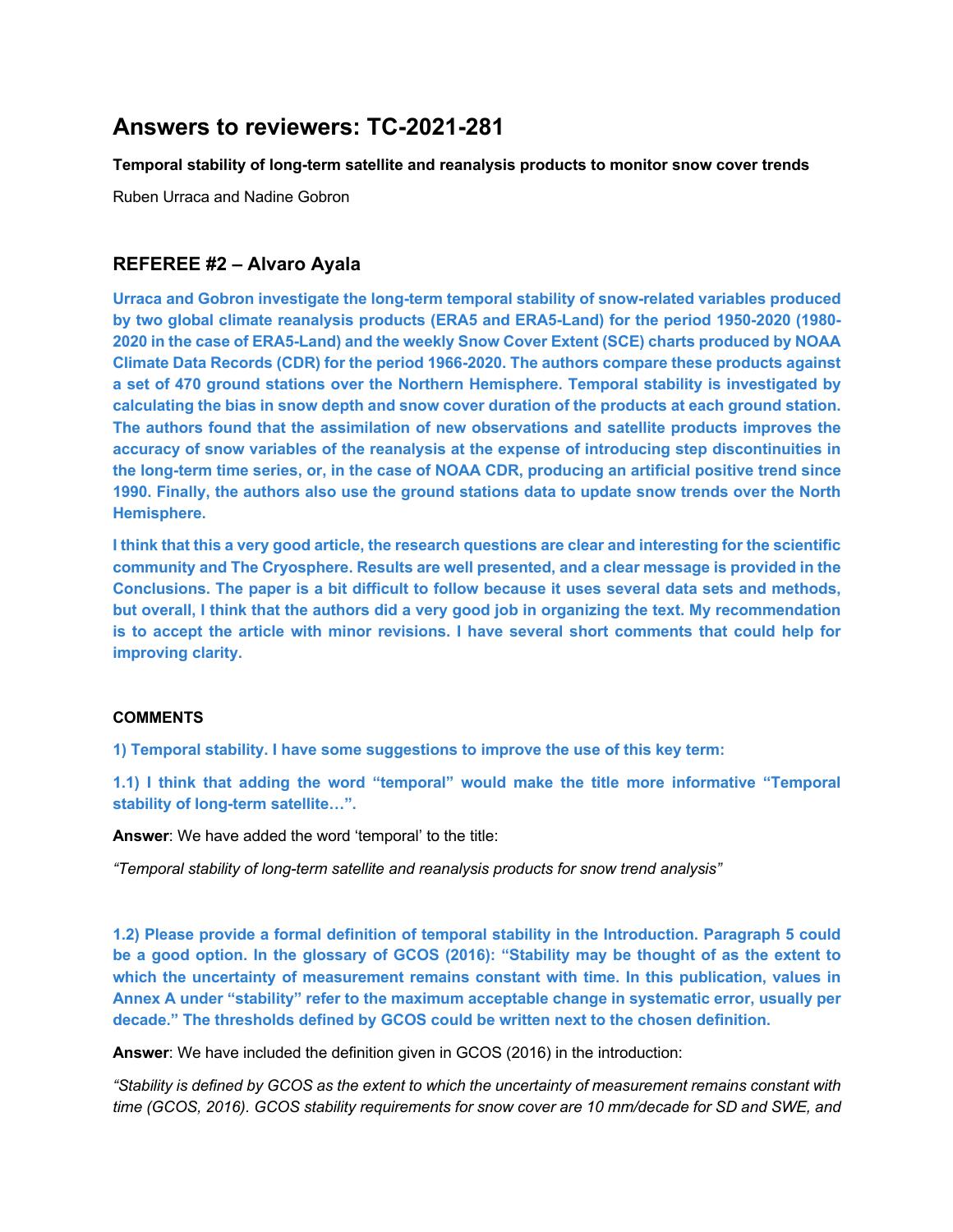# Answers to reviewers: TC-2021-281

**Temporal stability of long-term satellite and reanalysis products to monitor snow cover trends**

Ruben Urraca and Nadine Gobron

## REFEREE #2 – Alvaro Ayala

**Urraca and Gobron investigate the long-term temporal stability of snow-related variables produced by two global climate reanalysis products (ERA5 and ERA5-Land) for the period 1950-2020 (1980-2020 in the case of ERA5-Land) and the weekly Snow Cover Extent (SCE) charts produced by NOAA Climate Data Records (CDR) for the period 1966-2020. The authors compare these products against a set of 470 ground stations over the Northern Hemisphere. Temporal stability is investigated by calculating the bias in snow depth and snow cover duration of the products at each ground station. The authors found that the assimilation of new observations and satellite products improves the accuracy of snow variables of the reanalysis at the expense of introducing step discontinuities in the long-term time series, or, in the case of NOAA CDR, producing an artificial positive trend since 1990. Finally, the authors also use the ground stations data to update snow trends over the North Hemisphere.**

**I think that this a very good article, the research questions are clear and interesting for the scientific community and The Cryosphere. Results are well presented, and a clear message is provided in the Conclusions. The paper is a bit difficult to follow because it uses several data sets and methods, but overall, I think that the authors did a very good job in organizing the text. My recommendation is to accept the article with minor revisions. I have several short comments that could help for improving clarity.**

**COMMENTS**

**1) Temporal stability. I have some suggestions to improve the use of this key term:**

**1.1) I think that adding the word "temporal" would make the title more informative "Temporal stability of long-term satellite…".**

**Answer**: We have added the word 'temporal' to the title:

*"Temporal stability of long-term satellite and reanalysis products for snow trend analysis"*

**1.2) Please provide a formal definition of temporal stability in the Introduction. Paragraph 5 could be a good option. In the glossary of GCOS (2016): "Stability may be thought of as the extent to which the uncertainty of measurement remains constant with time. In this publication, values in Annex A under "stability" refer to the maximum acceptable change in systematic error, usually per decade." The thresholds defined by GCOS could be written next to the chosen definition.**

**Answer**: We have included the definition given in GCOS (2016) in the introduction:

*"Stability is defined by GCOS as the extent to which the uncertainty of measurement remains constant with time (GCOS, 2016). GCOS stability requirements for snow cover are 10 mm/decade for SD and SWE, and*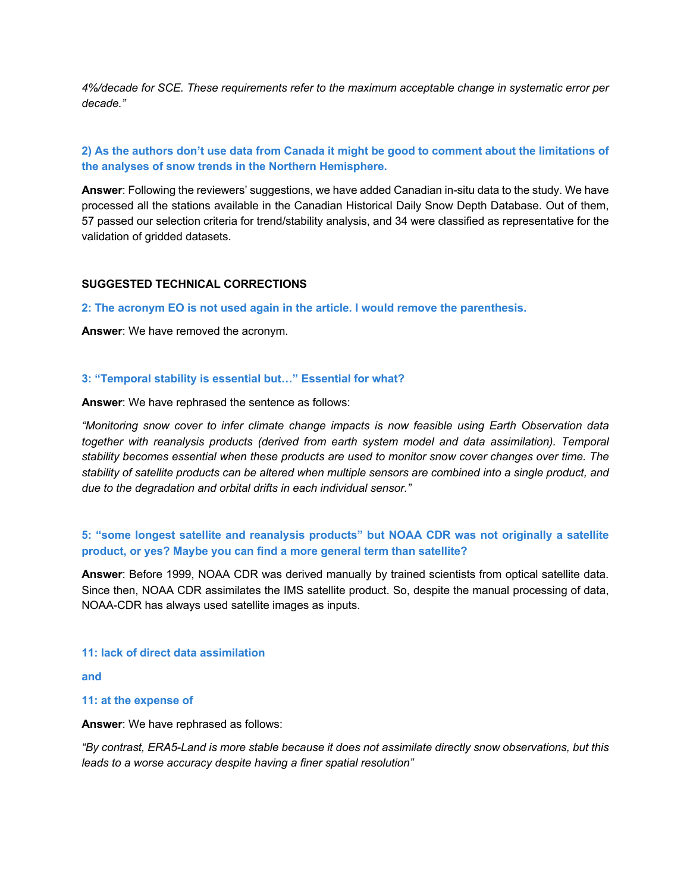*4%/decade for SCE. These requirements refer to the maximum acceptable change in systematic error per decade."*

**2) As the authors don't use data from Canada it might be good to comment about the limitations of the analyses of snow trends in the Northern Hemisphere.**

**Answer**: Following the reviewers' suggestions, we have added Canadian in-situ data to the study. We have processed all the stations available in the Canadian Historical Daily Snow Depth Database. Out of them, 57 passed our selection criteria for trend/stability analysis, and 34 were classified as representative for the validation of gridded datasets.

**SUGGESTED TECHNICAL CORRECTIONS**

**2: The acronym EO is not used again in the article. I would remove the parenthesis.**

**Answer**: We have removed the acronym.

**3: "Temporal stability is essential but…" Essential for what?**

**Answer**: We have rephrased the sentence as follows:

*"Monitoring snow cover to infer climate change impacts is now feasible using Earth Observation data together with reanalysis products (derived from earth system model and data assimilation). Temporal stability becomes essential when these products are used to monitor snow cover changes over time. The stability of satellite products can be altered when multiple sensors are combined into a single product, and due to the degradation and orbital drifts in each individual sensor."*

**5: "some longest satellite and reanalysis products" but NOAA CDR was not originally a satellite product, or yes? Maybe you can find a more general term than satellite?**

**Answer**: Before 1999, NOAA CDR was derived manually by trained scientists from optical satellite data. Since then, NOAA CDR assimilates the IMS satellite product. So, despite the manual processing of data, NOAA-CDR has always used satellite images as inputs.

**11: lack of direct data assimilation**

**and**

**11: at the expense of**

**Answer**: We have rephrased as follows:

*"By contrast, ERA5-Land is more stable because it does not assimilate directly snow observations, but this leads to a worse accuracy despite having a finer spatial resolution"*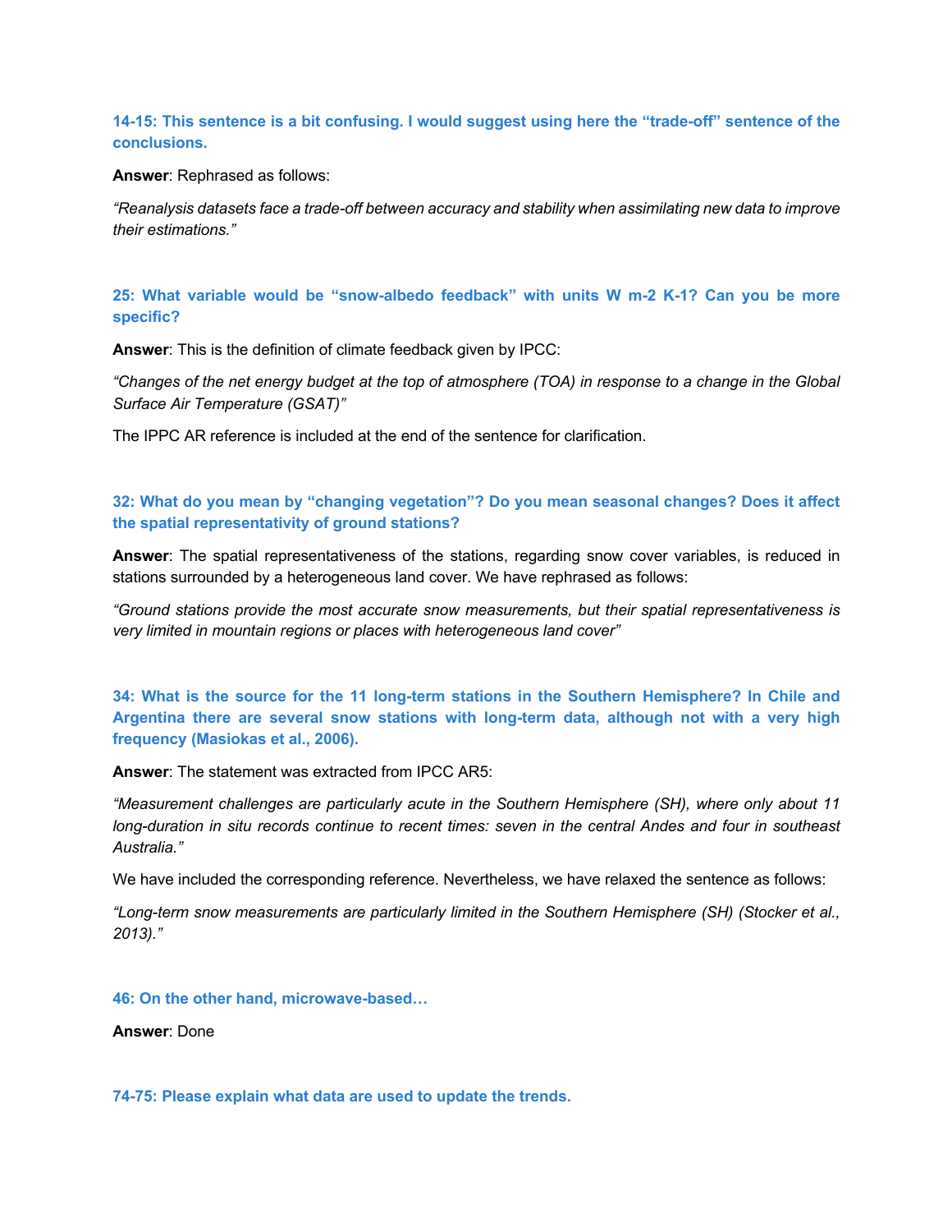**14-15: This sentence is a bit confusing. I would suggest using here the "trade-off" sentence of the conclusions.**

**Answer**: Rephrased as follows:

*"Reanalysis datasets face a trade-off between accuracy and stability when assimilating new data to improve their estimations."*

**25: What variable would be "snow-albedo feedback" with units W m-2 K-1? Can you be more specific?**

**Answer**: This is the definition of climate feedback given by IPCC:

*"Changes of the net energy budget at the top of atmosphere (TOA) in response to a change in the Global Surface Air Temperature (GSAT)"*

The IPPC AR reference is included at the end of the sentence for clarification.

**32: What do you mean by "changing vegetation"? Do you mean seasonal changes? Does it affect the spatial representativity of ground stations?**

**Answer**: The spatial representativeness of the stations, regarding snow cover variables, is reduced in stations surrounded by a heterogeneous land cover. We have rephrased as follows:

*"Ground stations provide the most accurate snow measurements, but their spatial representativeness is very limited in mountain regions or places with heterogeneous land cover"*

**34: What is the source for the 11 long-term stations in the Southern Hemisphere? In Chile and Argentina there are several snow stations with long-term data, although not with a very high frequency (Masiokas et al., 2006).**

**Answer**: The statement was extracted from IPCC AR5:

*"Measurement challenges are particularly acute in the Southern Hemisphere (SH), where only about 11 long-duration in situ records continue to recent times: seven in the central Andes and four in southeast Australia."*

We have included the corresponding reference. Nevertheless, we have relaxed the sentence as follows:

*"Long-term snow measurements are particularly limited in the Southern Hemisphere (SH) (Stocker et al., 2013)."*

**46: On the other hand, microwave-based…**

**Answer**: Done

**74-75: Please explain what data are used to update the trends.**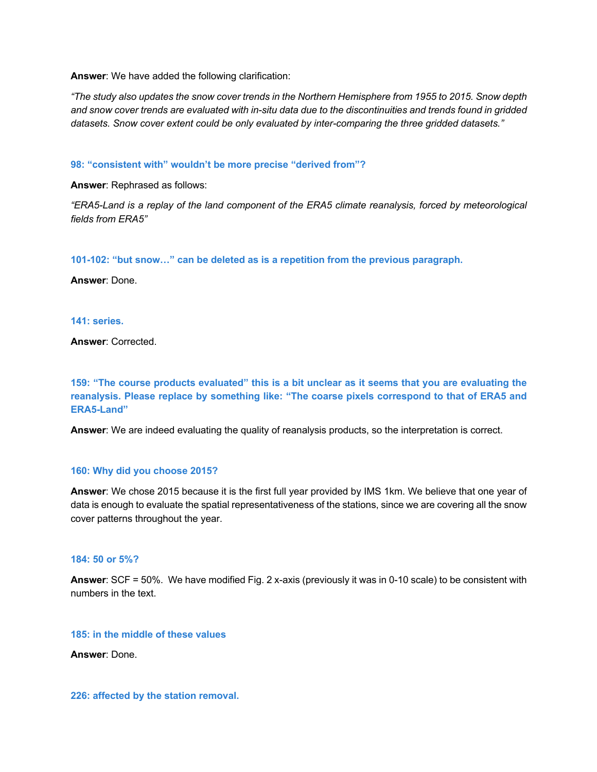**Answer**: We have added the following clarification:

*"The study also updates the snow cover trends in the Northern Hemisphere from 1955 to 2015. Snow depth and snow cover trends are evaluated with in-situ data due to the discontinuities and trends found in gridded datasets. Snow cover extent could be only evaluated by inter-comparing the three gridded datasets."*

**98: "consistent with" wouldn't be more precise "derived from"?**

**Answer**: Rephrased as follows:

*"ERA5-Land is a replay of the land component of the ERA5 climate reanalysis, forced by meteorological fields from ERA5"*

**101-102: "but snow…" can be deleted as is a repetition from the previous paragraph.**

**Answer**: Done.

**141: series.**

**Answer**: Corrected.

**159: "The course products evaluated" this is a bit unclear as it seems that you are evaluating the reanalysis. Please replace by something like: "The coarse pixels correspond to that of ERA5 and ERA5-Land"**

**Answer**: We are indeed evaluating the quality of reanalysis products, so the interpretation is correct.

**160: Why did you choose 2015?**

**Answer**: We chose 2015 because it is the first full year provided by IMS 1km. We believe that one year of data is enough to evaluate the spatial representativeness of the stations, since we are covering all the snow cover patterns throughout the year.

**184: 50 or 5%?**

**Answer**: SCF = 50%. We have modified Fig. 2 x-axis (previously it was in 0-10 scale) to be consistent with numbers in the text.

**185: in the middle of these values**

**Answer**: Done.

**226: affected by the station removal.**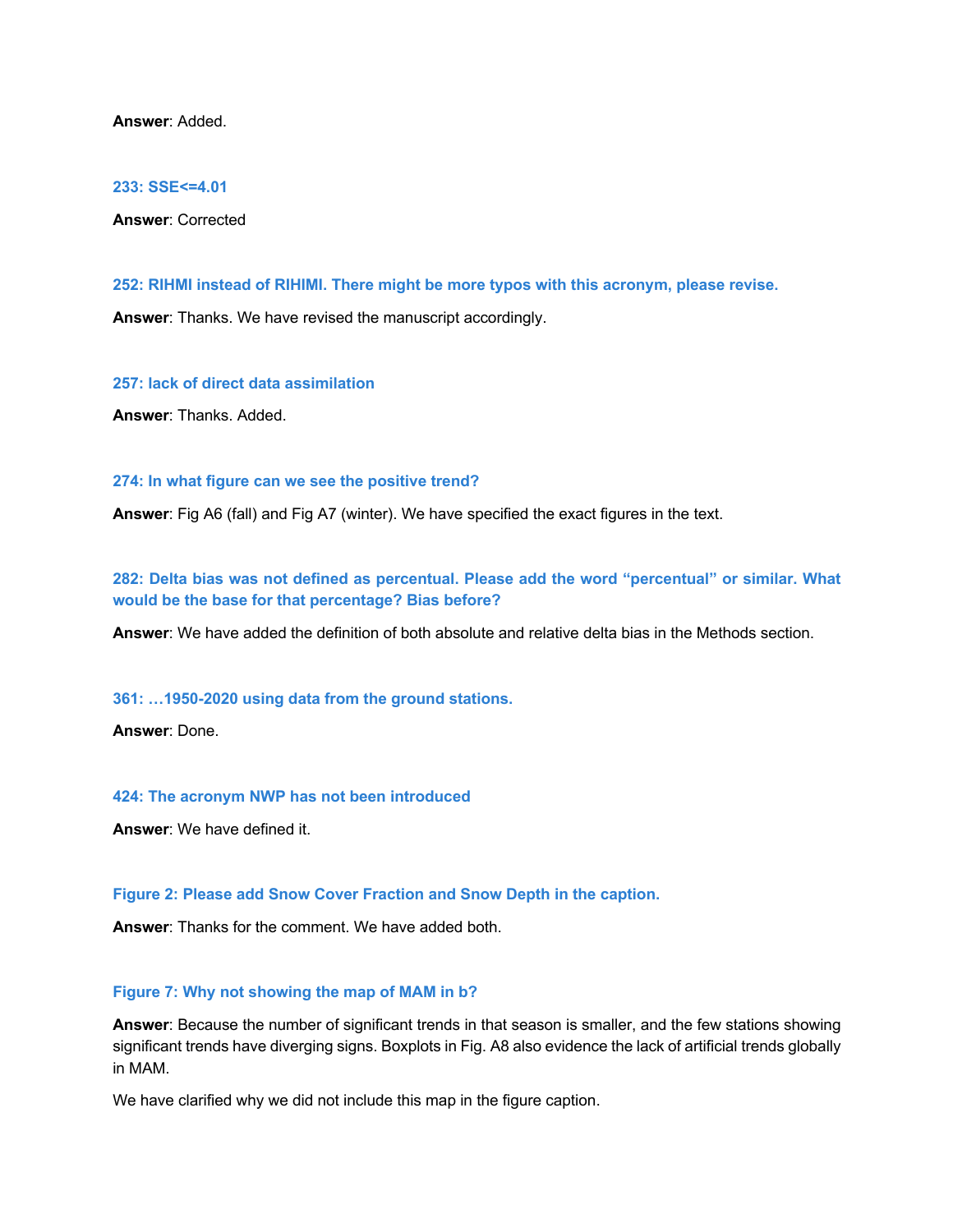**Answer**: Added.

**233: SSE<=4.01**

**Answer**: Corrected

**252: RIHMI instead of RIHIMI. There might be more typos with this acronym, please revise.**

**Answer**: Thanks. We have revised the manuscript accordingly.

**257: lack of direct data assimilation**

**Answer**: Thanks. Added.

**274: In what figure can we see the positive trend?**

**Answer**: Fig A6 (fall) and Fig A7 (winter). We have specified the exact figures in the text.

**282: Delta bias was not defined as percentual. Please add the word "percentual" or similar. What would be the base for that percentage? Bias before?**

**Answer**: We have added the definition of both absolute and relative delta bias in the Methods section.

**361: …1950-2020 using data from the ground stations.**

**Answer**: Done.

**424: The acronym NWP has not been introduced**

**Answer**: We have defined it.

**Figure 2: Please add Snow Cover Fraction and Snow Depth in the caption.**

**Answer**: Thanks for the comment. We have added both.

**Figure 7: Why not showing the map of MAM in b?**

**Answer**: Because the number of significant trends in that season is smaller, and the few stations showing significant trends have diverging signs. Boxplots in Fig. A8 also evidence the lack of artificial trends globally in MAM.

We have clarified why we did not include this map in the figure caption.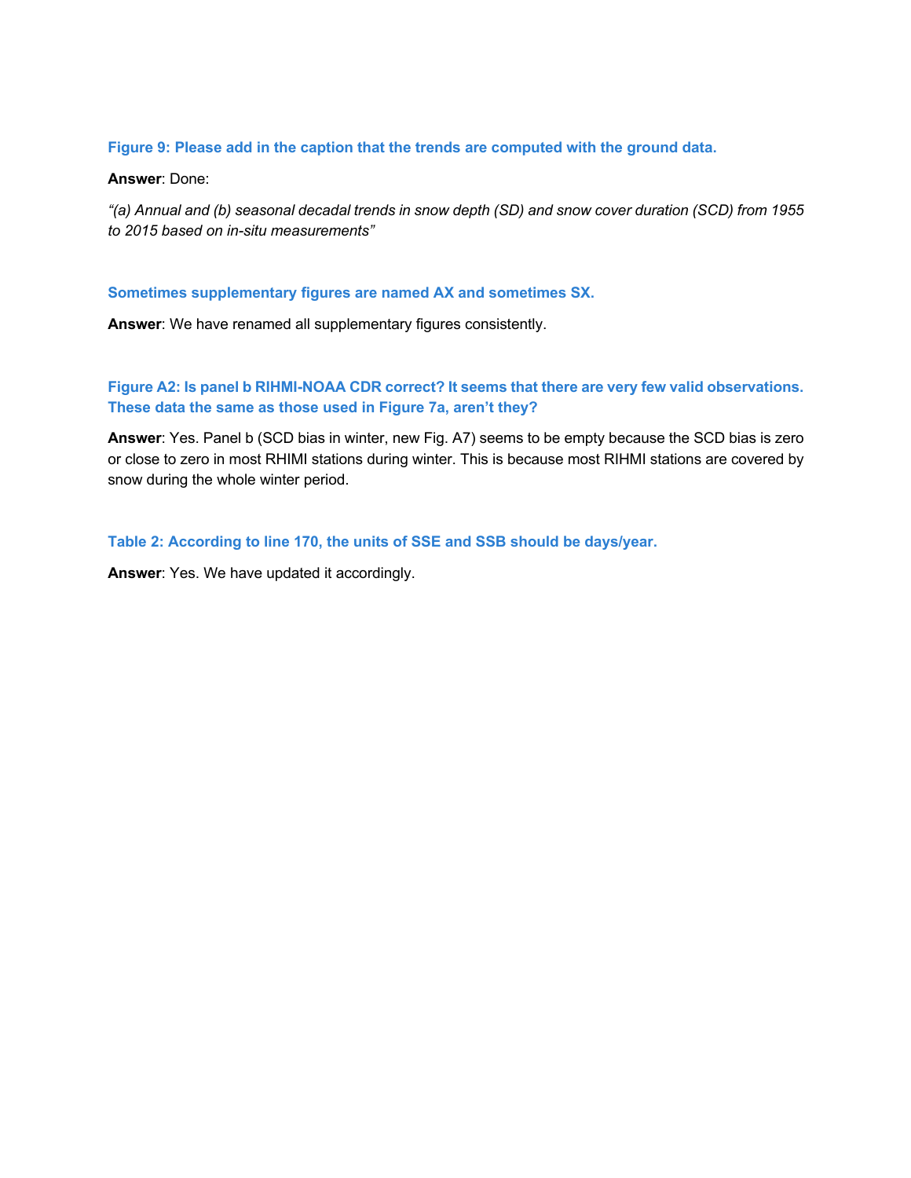**Figure 9: Please add in the caption that the trends are computed with the ground data.**

**Answer**: Done:

*"(a) Annual and (b) seasonal decadal trends in snow depth (SD) and snow cover duration (SCD) from 1955 to 2015 based on in-situ measurements"*

**Sometimes supplementary figures are named AX and sometimes SX.**

**Answer**: We have renamed all supplementary figures consistently.

**Figure A2: Is panel b RIHMI-NOAA CDR correct? It seems that there are very few valid observations. These data the same as those used in Figure 7a, aren't they?**

**Answer**: Yes. Panel b (SCD bias in winter, new Fig. A7) seems to be empty because the SCD bias is zero or close to zero in most RHIMI stations during winter. This is because most RHIMI stations are covered by snow during the whole winter period.

**Table 2: According to line 170, the units of SSE and SSB should be days/year.**

**Answer**: Yes. We have updated it accordingly.